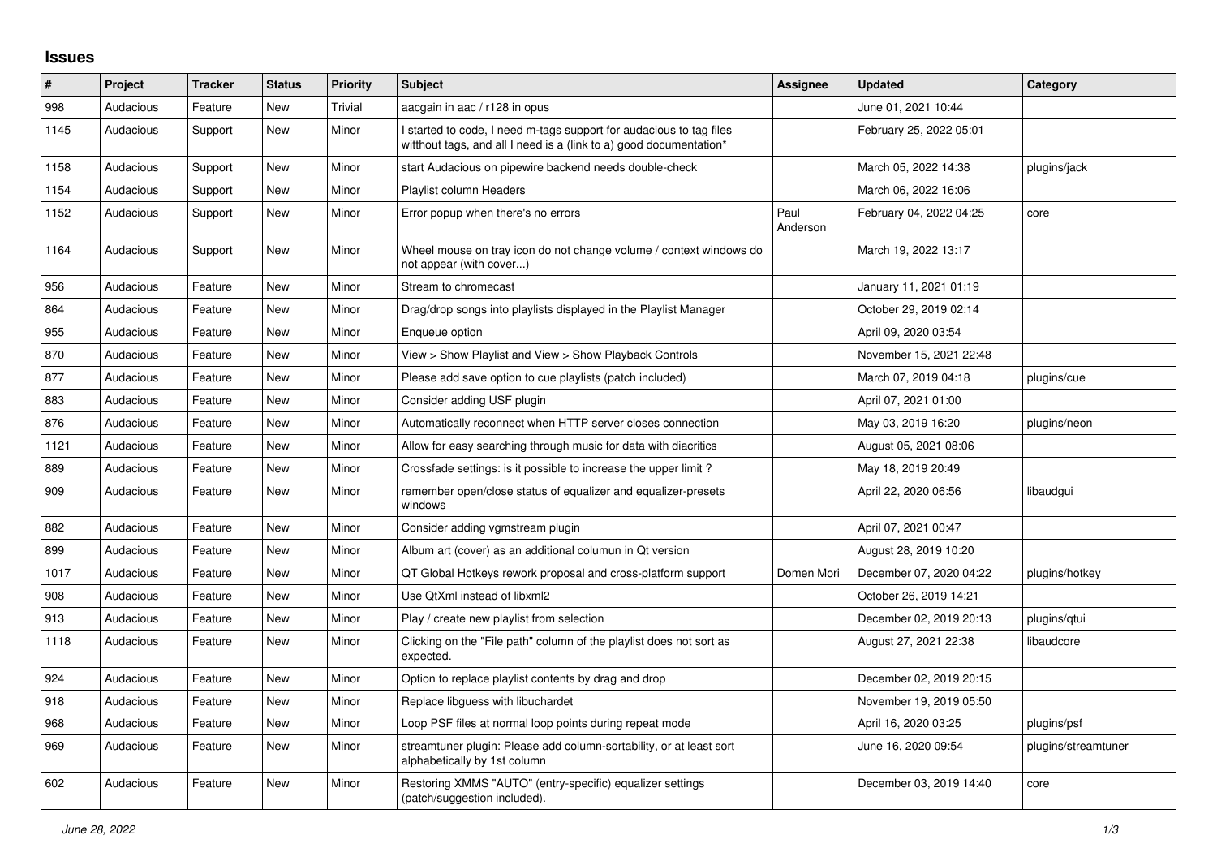# Issues

| # | Project | Tracker | Status | Priority | Subject | Assignee | Updated | Category |
|---|---|---|---|---|---|---|---|---|
| 998 | Audacious | Feature | New | Trivial | aacgain in aac / r128 in opus | | June 01, 2021 10:44 | |
| 1145 | Audacious | Support | New | Minor | I started to code, I need m-tags support for audacious to tag files witthout tags, and all I need is a (link to a) good documentation* | | February 25, 2022 05:01 | |
| 1158 | Audacious | Support | New | Minor | start Audacious on pipewire backend needs double-check | | March 05, 2022 14:38 | plugins/jack |
| 1154 | Audacious | Support | New | Minor | Playlist column Headers | | March 06, 2022 16:06 | |
| 1152 | Audacious | Support | New | Minor | Error popup when there's no errors | Paul Anderson | February 04, 2022 04:25 | core |
| 1164 | Audacious | Support | New | Minor | Wheel mouse on tray icon do not change volume / context windows do not appear (with cover...) | | March 19, 2022 13:17 | |
| 956 | Audacious | Feature | New | Minor | Stream to chromecast | | January 11, 2021 01:19 | |
| 864 | Audacious | Feature | New | Minor | Drag/drop songs into playlists displayed in the Playlist Manager | | October 29, 2019 02:14 | |
| 955 | Audacious | Feature | New | Minor | Enqueue option | | April 09, 2020 03:54 | |
| 870 | Audacious | Feature | New | Minor | View > Show Playlist and View > Show Playback Controls | | November 15, 2021 22:48 | |
| 877 | Audacious | Feature | New | Minor | Please add save option to cue playlists (patch included) | | March 07, 2019 04:18 | plugins/cue |
| 883 | Audacious | Feature | New | Minor | Consider adding USF plugin | | April 07, 2021 01:00 | |
| 876 | Audacious | Feature | New | Minor | Automatically reconnect when HTTP server closes connection | | May 03, 2019 16:20 | plugins/neon |
| 1121 | Audacious | Feature | New | Minor | Allow for easy searching through music for data with diacritics | | August 05, 2021 08:06 | |
| 889 | Audacious | Feature | New | Minor | Crossfade settings: is it possible to increase the upper limit ? | | May 18, 2019 20:49 | |
| 909 | Audacious | Feature | New | Minor | remember open/close status of equalizer and equalizer-presets windows | | April 22, 2020 06:56 | libaudgui |
| 882 | Audacious | Feature | New | Minor | Consider adding vgmstream plugin | | April 07, 2021 00:47 | |
| 899 | Audacious | Feature | New | Minor | Album art (cover) as an additional columun in Qt version | | August 28, 2019 10:20 | |
| 1017 | Audacious | Feature | New | Minor | QT Global Hotkeys rework proposal and cross-platform support | Domen Mori | December 07, 2020 04:22 | plugins/hotkey |
| 908 | Audacious | Feature | New | Minor | Use QtXml instead of libxml2 | | October 26, 2019 14:21 | |
| 913 | Audacious | Feature | New | Minor | Play / create new playlist from selection | | December 02, 2019 20:13 | plugins/qtui |
| 1118 | Audacious | Feature | New | Minor | Clicking on the "File path" column of the playlist does not sort as expected. | | August 27, 2021 22:38 | libaudcore |
| 924 | Audacious | Feature | New | Minor | Option to replace playlist contents by drag and drop | | December 02, 2019 20:15 | |
| 918 | Audacious | Feature | New | Minor | Replace libguess with libuchardet | | November 19, 2019 05:50 | |
| 968 | Audacious | Feature | New | Minor | Loop PSF files at normal loop points during repeat mode | | April 16, 2020 03:25 | plugins/psf |
| 969 | Audacious | Feature | New | Minor | streamtuner plugin: Please add column-sortability, or at least sort alphabetically by 1st column | | June 16, 2020 09:54 | plugins/streamtuner |
| 602 | Audacious | Feature | New | Minor | Restoring XMMS "AUTO" (entry-specific) equalizer settings (patch/suggestion included). | | December 03, 2019 14:40 | core |

*June 28, 2022*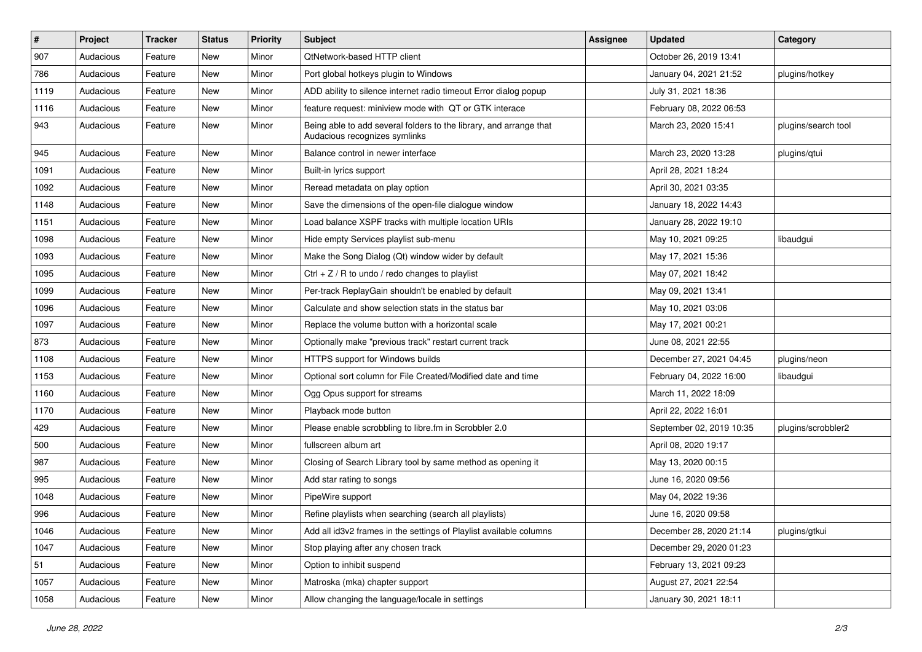| # | Project | Tracker | Status | Priority | Subject | Assignee | Updated | Category |
|---|---|---|---|---|---|---|---|---|
| 907 | Audacious | Feature | New | Minor | QtNetwork-based HTTP client | | October 26, 2019 13:41 | |
| 786 | Audacious | Feature | New | Minor | Port global hotkeys plugin to Windows | | January 04, 2021 21:52 | plugins/hotkey |
| 1119 | Audacious | Feature | New | Minor | ADD ability to silence internet radio timeout Error dialog popup | | July 31, 2021 18:36 | |
| 1116 | Audacious | Feature | New | Minor | feature request: miniview mode with QT or GTK interace | | February 08, 2022 06:53 | |
| 943 | Audacious | Feature | New | Minor | Being able to add several folders to the library, and arrange that Audacious recognizes symlinks | | March 23, 2020 15:41 | plugins/search tool |
| 945 | Audacious | Feature | New | Minor | Balance control in newer interface | | March 23, 2020 13:28 | plugins/qtui |
| 1091 | Audacious | Feature | New | Minor | Built-in lyrics support | | April 28, 2021 18:24 | |
| 1092 | Audacious | Feature | New | Minor | Reread metadata on play option | | April 30, 2021 03:35 | |
| 1148 | Audacious | Feature | New | Minor | Save the dimensions of the open-file dialogue window | | January 18, 2022 14:43 | |
| 1151 | Audacious | Feature | New | Minor | Load balance XSPF tracks with multiple location URIs | | January 28, 2022 19:10 | |
| 1098 | Audacious | Feature | New | Minor | Hide empty Services playlist sub-menu | | May 10, 2021 09:25 | libaudgui |
| 1093 | Audacious | Feature | New | Minor | Make the Song Dialog (Qt) window wider by default | | May 17, 2021 15:36 | |
| 1095 | Audacious | Feature | New | Minor | Ctrl + Z / R to undo / redo changes to playlist | | May 07, 2021 18:42 | |
| 1099 | Audacious | Feature | New | Minor | Per-track ReplayGain shouldn't be enabled by default | | May 09, 2021 13:41 | |
| 1096 | Audacious | Feature | New | Minor | Calculate and show selection stats in the status bar | | May 10, 2021 03:06 | |
| 1097 | Audacious | Feature | New | Minor | Replace the volume button with a horizontal scale | | May 17, 2021 00:21 | |
| 873 | Audacious | Feature | New | Minor | Optionally make "previous track" restart current track | | June 08, 2021 22:55 | |
| 1108 | Audacious | Feature | New | Minor | HTTPS support for Windows builds | | December 27, 2021 04:45 | plugins/neon |
| 1153 | Audacious | Feature | New | Minor | Optional sort column for File Created/Modified date and time | | February 04, 2022 16:00 | libaudgui |
| 1160 | Audacious | Feature | New | Minor | Ogg Opus support for streams | | March 11, 2022 18:09 | |
| 1170 | Audacious | Feature | New | Minor | Playback mode button | | April 22, 2022 16:01 | |
| 429 | Audacious | Feature | New | Minor | Please enable scrobbling to libre.fm in Scrobbler 2.0 | | September 02, 2019 10:35 | plugins/scrobbler2 |
| 500 | Audacious | Feature | New | Minor | fullscreen album art | | April 08, 2020 19:17 | |
| 987 | Audacious | Feature | New | Minor | Closing of Search Library tool by same method as opening it | | May 13, 2020 00:15 | |
| 995 | Audacious | Feature | New | Minor | Add star rating to songs | | June 16, 2020 09:56 | |
| 1048 | Audacious | Feature | New | Minor | PipeWire support | | May 04, 2022 19:36 | |
| 996 | Audacious | Feature | New | Minor | Refine playlists when searching (search all playlists) | | June 16, 2020 09:58 | |
| 1046 | Audacious | Feature | New | Minor | Add all id3v2 frames in the settings of Playlist available columns | | December 28, 2020 21:14 | plugins/gtkui |
| 1047 | Audacious | Feature | New | Minor | Stop playing after any chosen track | | December 29, 2020 01:23 | |
| 51 | Audacious | Feature | New | Minor | Option to inhibit suspend | | February 13, 2021 09:23 | |
| 1057 | Audacious | Feature | New | Minor | Matroska (mka) chapter support | | August 27, 2021 22:54 | |
| 1058 | Audacious | Feature | New | Minor | Allow changing the language/locale in settings | | January 30, 2021 18:11 | |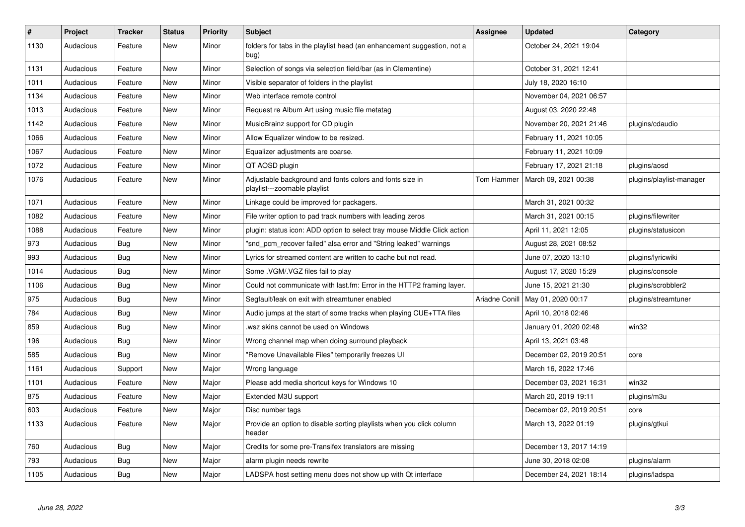| # | Project | Tracker | Status | Priority | Subject | Assignee | Updated | Category |
|---|---|---|---|---|---|---|---|---|
| 1130 | Audacious | Feature | New | Minor | folders for tabs in the playlist head (an enhancement suggestion, not a bug) | | October 24, 2021 19:04 | |
| 1131 | Audacious | Feature | New | Minor | Selection of songs via selection field/bar (as in Clementine) | | October 31, 2021 12:41 | |
| 1011 | Audacious | Feature | New | Minor | Visible separator of folders in the playlist | | July 18, 2020 16:10 | |
| 1134 | Audacious | Feature | New | Minor | Web interface remote control | | November 04, 2021 06:57 | |
| 1013 | Audacious | Feature | New | Minor | Request re Album Art using music file metatag | | August 03, 2020 22:48 | |
| 1142 | Audacious | Feature | New | Minor | MusicBrainz support for CD plugin | | November 20, 2021 21:46 | plugins/cdaudio |
| 1066 | Audacious | Feature | New | Minor | Allow Equalizer window to be resized. | | February 11, 2021 10:05 | |
| 1067 | Audacious | Feature | New | Minor | Equalizer adjustments are coarse. | | February 11, 2021 10:09 | |
| 1072 | Audacious | Feature | New | Minor | QT AOSD plugin | | February 17, 2021 21:18 | plugins/aosd |
| 1076 | Audacious | Feature | New | Minor | Adjustable background and fonts colors and fonts size in playlist---zoomable playlist | Tom Hammer | March 09, 2021 00:38 | plugins/playlist-manager |
| 1071 | Audacious | Feature | New | Minor | Linkage could be improved for packagers. | | March 31, 2021 00:32 | |
| 1082 | Audacious | Feature | New | Minor | File writer option to pad track numbers with leading zeros | | March 31, 2021 00:15 | plugins/filewriter |
| 1088 | Audacious | Feature | New | Minor | plugin: status icon: ADD option to select tray mouse Middle Click action | | April 11, 2021 12:05 | plugins/statusicon |
| 973 | Audacious | Bug | New | Minor | "snd_pcm_recover failed" alsa error and "String leaked" warnings | | August 28, 2021 08:52 | |
| 993 | Audacious | Bug | New | Minor | Lyrics for streamed content are written to cache but not read. | | June 07, 2020 13:10 | plugins/lyricwiki |
| 1014 | Audacious | Bug | New | Minor | Some .VGM/.VGZ files fail to play | | August 17, 2020 15:29 | plugins/console |
| 1106 | Audacious | Bug | New | Minor | Could not communicate with last.fm: Error in the HTTP2 framing layer. | | June 15, 2021 21:30 | plugins/scrobbler2 |
| 975 | Audacious | Bug | New | Minor | Segfault/leak on exit with streamtuner enabled | Ariadne Conill | May 01, 2020 00:17 | plugins/streamtuner |
| 784 | Audacious | Bug | New | Minor | Audio jumps at the start of some tracks when playing CUE+TTA files | | April 10, 2018 02:46 | |
| 859 | Audacious | Bug | New | Minor | .wsz skins cannot be used on Windows | | January 01, 2020 02:48 | win32 |
| 196 | Audacious | Bug | New | Minor | Wrong channel map when doing surround playback | | April 13, 2021 03:48 | |
| 585 | Audacious | Bug | New | Minor | "Remove Unavailable Files" temporarily freezes UI | | December 02, 2019 20:51 | core |
| 1161 | Audacious | Support | New | Major | Wrong language | | March 16, 2022 17:46 | |
| 1101 | Audacious | Feature | New | Major | Please add media shortcut keys for Windows 10 | | December 03, 2021 16:31 | win32 |
| 875 | Audacious | Feature | New | Major | Extended M3U support | | March 20, 2019 19:11 | plugins/m3u |
| 603 | Audacious | Feature | New | Major | Disc number tags | | December 02, 2019 20:51 | core |
| 1133 | Audacious | Feature | New | Major | Provide an option to disable sorting playlists when you click column header | | March 13, 2022 01:19 | plugins/gtkui |
| 760 | Audacious | Bug | New | Major | Credits for some pre-Transifex translators are missing | | December 13, 2017 14:19 | |
| 793 | Audacious | Bug | New | Major | alarm plugin needs rewrite | | June 30, 2018 02:08 | plugins/alarm |
| 1105 | Audacious | Bug | New | Major | LADSPA host setting menu does not show up with Qt interface | | December 24, 2021 18:14 | plugins/ladspa |